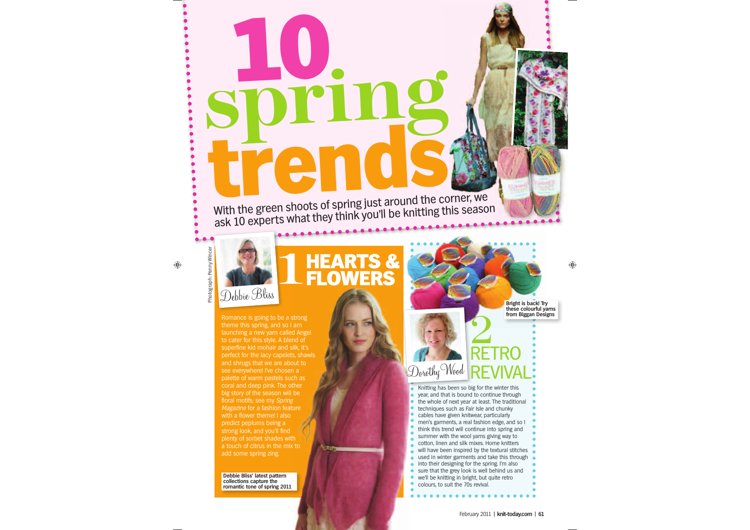# 10 spring trends

With the green shoots of spring just around the corner, we ask 10 experts what they think you'll be knitting this season

Photograph: Penny Wincer

Debbie Bliss

## 1 HEARTS & FLOWERS

Romance is going to be a strong theme this spring, and so I am launching a new yarn called Angel to cater for this style. A blend of superfine kid mohair and silk, it's perfect for the lacy capelets, shawls and shrugs that we are about to see everywhere! I've chosen a palette of warm pastels such as coral and deep pink. The other big story of the season will be floral motifs; see my *Spring Magazine* for a fashion feature with a flower theme! I also predict peplums being a strong look, and you'll find plenty of sorbet shades with a touch of citrus in the mix to add some spring zing.

**Debbie Bliss' latest pattern collections capture the romantic tone of spring 2011**

**Bright is back! Try these colourful yarns from Biggan Designs**

Dorothy Wood

## 2 RETRO REVIVAL

Knitting has been so big for the winter this year, and that is bound to continue through the whole of next year at least. The traditional techniques such as Fair Isle and chunky cables have given knitwear, particularly men's garments, a real fashion edge, and so I think this trend will continue into spring and summer with the wool yarns giving way to cotton, linen and silk mixes. Home knitters will have been inspired by the textural stitches used in winter garments and take this through into their designing for the spring. I'm also sure that the grey look is well behind us and we'll be knitting in bright, but quite retro colours, to suit the 70s revival.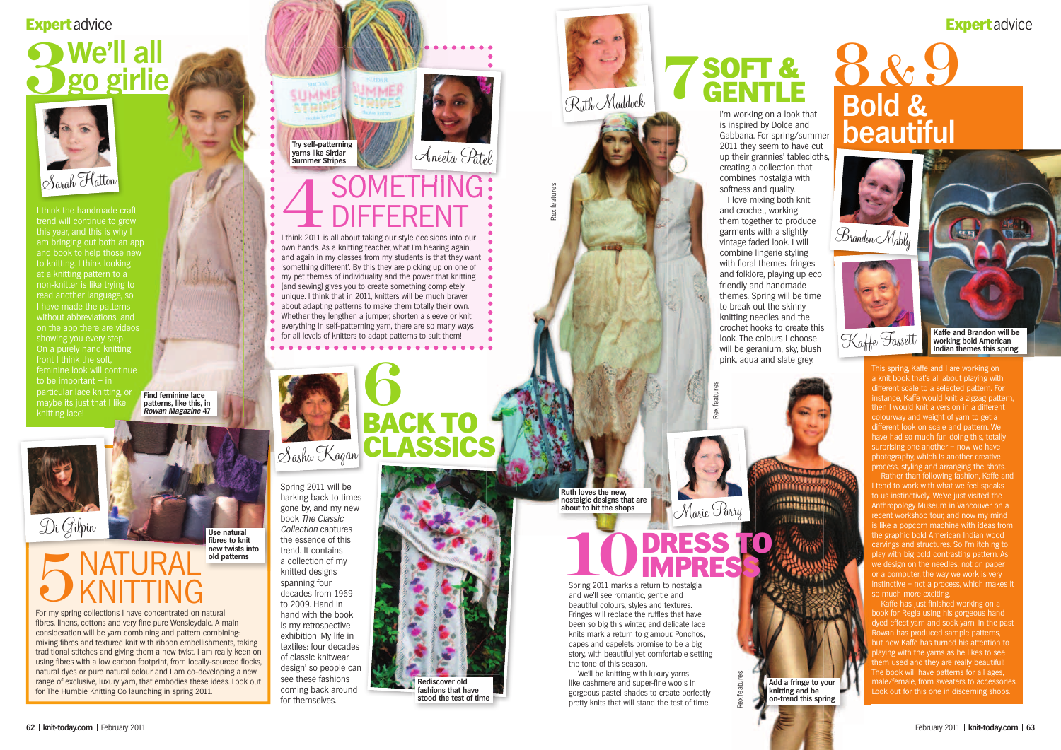## 3 We'll all go girlie

Sarah Hatton

I think the handmade craft trend will continue to grow this year, and this is why I am bringing out both an app and book to help those new to knitting. I think looking at a knitting pattern to a non-knitter is like trying to read another language, so I have made the patterns without abbreviations, and on the app there are videos showing you every step. On a purely hand knitting front I think the soft, feminine look will continue to be important – in particular lace knitting, or maybe its just that I like knitting lace!

Find feminine lace patterns, like this, in *Rowan Magazine 47*

Try self-patterning yarns like Sirdar Summer Stripes

Aneeta Patel

## 4 SOMETHING DIFFERENT

I think 2011 is all about taking our style decisions into our own hands. As a knitting teacher, what I'm hearing again and again in my classes from my students is that they want 'something different'. By this they are picking up on one of my pet themes of individuality and the power that knitting (and sewing) gives you to create something completely unique. I think that in 2011, knitters will be much braver about adapting patterns to make them totally their own. Whether they lengthen a jumper, shorten a sleeve or knit everything in self-patterning yarn, there are so many ways for all levels of knitters to adapt patterns to suit them!

Di Gilpin

Use natural fibres to knit new twists into old patterns

## 5 NATURAL KNITTING

For my spring collections I have concentrated on natural fibres, linens, cottons and very fine pure Wensleydale. A main consideration will be yarn combining and pattern combining: mixing fibres and textured knit with ribbon embellishments, taking traditional stitches and giving them a new twist. I am really keen on using fibres with a low carbon footprint, from locally-sourced flocks, natural dyes or pure natural colour and I am co-developing a new range of exclusive, luxury yarn, that embodies these ideas. Look out for The Humbie Knitting Co launching in spring 2011.

Sasha Kagan

## 6 BACK TO CLASSICS

Spring 2011 will be harking back to times gone by, and my new book *The Classic Collection* captures the essence of this trend. It contains a collection of my knitted designs spanning four decades from 1969 to 2009. Hand in hand with the book is my retrospective exhibition 'My life in textiles: four decades of classic knitwear design' so people can see these fashions coming back around for themselves.

Rediscover old fashions that have stood the test of time

Ruth Maddock

## 7 SOFT & GENTLE

I'm working on a look that is inspired by Dolce and Gabbana. For spring/summer 2011 they seem to have cut up their grannies' tablecloths, creating a collection that combines nostalgia with softness and quality.

I love mixing both knit and crochet, working them together to produce garments with a slightly vintage faded look. I will combine lingerie styling with floral themes, fringes and folklore, playing up eco friendly and handmade themes. Spring will be time to break out the skinny knitting needles and the crochet hooks to create this look. The colours I choose will be geranium, sky, blush pink, aqua and slate grey.

Ruth loves the new, nostalgic designs that are about to hit the shops

Marie Parry

## 10 DRESS TO IMPRESS

Spring 2011 marks a return to nostalgia and we'll see romantic, gentle and beautiful colours, styles and textures. Fringes will replace the ruffles that have been so big this winter, and delicate lace knits mark a return to glamour. Ponchos, capes and capelets promise to be a big story, with beautiful yet comfortable setting the tone of this season.

We'll be knitting with luxury yarns like cashmere and super-fine wools in gorgeous pastel shades to create perfectly pretty knits that will stand the test of time.

Add a fringe to your knitting and be on-trend this spring

## 8 & 9 Bold & beautiful

Brandon Mably

Kaffe Fassett

Kaffe and Brandon will be working bold American Indian themes this spring

This spring, Kaffe and I are working on a knit book that's all about playing with different scale to a selected pattern. For instance, Kaffe would knit a zigzag pattern, then I would knit a version in a different colourway and weight of yarn to get a different look on scale and pattern. We have had so much fun doing this, totally surprising one another – now we have photography, which is another creative process, styling and arranging the shots.

Rather than following fashion, Kaffe and I tend to work with what we feel speaks to us instinctively. We've just visited the Anthropology Museum in Vancouver on a recent workshop tour, and now my mind is like a popcorn machine with ideas from the graphic bold American Indian wood carvings and structures. So I'm itching to play with big bold contrasting pattern. As we design on the needles, not on paper or a computer, the way we work is very instinctive – not a process, which makes it so much more exciting.

Kaffe has just finished working on a book for Regia using his gorgeous hand dyed effect yarn and sock yarn. In the past Rowan has produced sample patterns, but now Kaffe has turned his attention to playing with the yarns as he likes to see them used and they are really beautiful! The book will have patterns for all ages, male/female, from sweaters to accessories. Look out for this one in discerning shops.